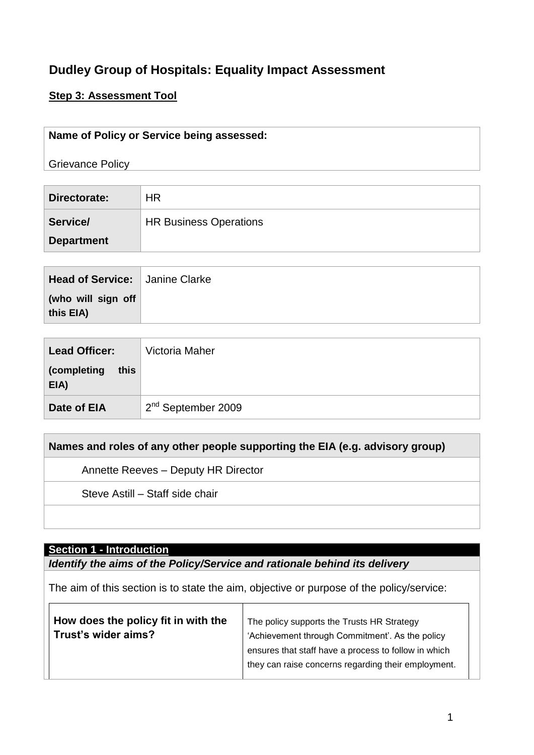# Dudley Group of Hospitals: Equality Impact Assessment

**Step 3: Assessment Tool**

| **Name of Policy or Service being assessed:** |
|---|
| Grievance Policy |

| | |
|---|---|
| **Directorate:** | HR |
| **Service/ Department** | HR Business Operations |

| | |
|---|---|
| **Head of Service: (who will sign off this EIA)** | Janine Clarke |

| | |
|---|---|
| **Lead Officer: (completing this EIA)** | Victoria Maher |
| **Date of EIA** | 2nd September 2009 |

| **Names and roles of any other people supporting the EIA (e.g. advisory group)** |
|---|
| Annette Reeves – Deputy HR Director |
| Steve Astill – Staff side chair |
| |

## Section 1 - Introduction

***Identify the aims of the Policy/Service and rationale behind its delivery***

The aim of this section is to state the aim, objective or purpose of the policy/service:

| | |
|---|---|
| **How does the policy fit in with the Trust's wider aims?** | The policy supports the Trusts HR Strategy 'Achievement through Commitment'. As the policy ensures that staff have a process to follow in which they can raise concerns regarding their employment. |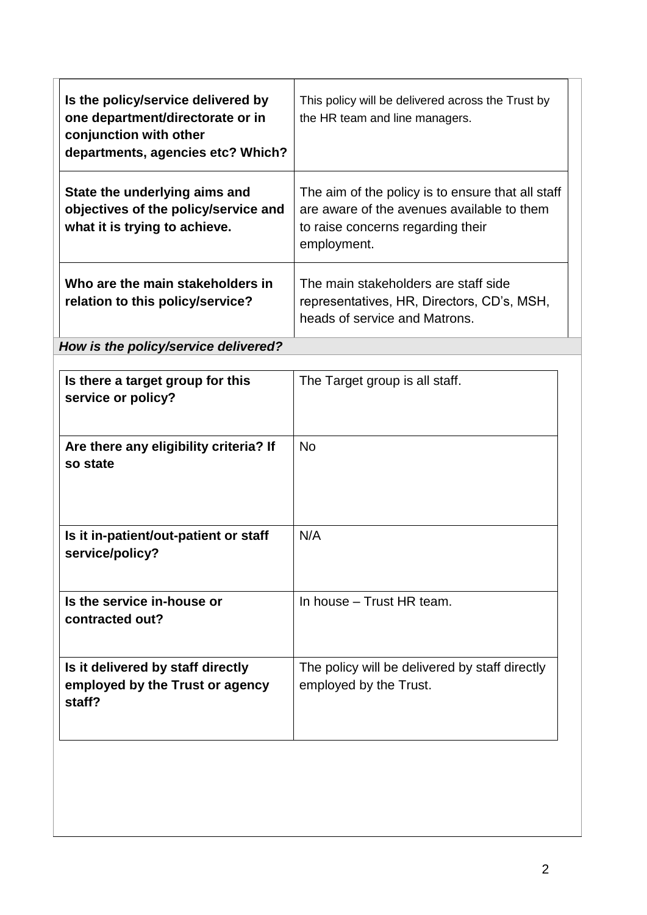| | |
|---|---|
| **Is the policy/service delivered by one department/directorate or in conjunction with other departments, agencies etc? Which?** | This policy will be delivered across the Trust by the HR team and line managers. |
| **State the underlying aims and objectives of the policy/service and what it is trying to achieve.** | The aim of the policy is to ensure that all staff are aware of the avenues available to them to raise concerns regarding their employment. |
| **Who are the main stakeholders in relation to this policy/service?** | The main stakeholders are staff side representatives, HR, Directors, CD's, MSH, heads of service and Matrons. |

***How is the policy/service delivered?***

| | |
|---|---|
| **Is there a target group for this service or policy?** | The Target group is all staff. |
| **Are there any eligibility criteria? If so state** | No |
| **Is it in-patient/out-patient or staff service/policy?** | N/A |
| **Is the service in-house or contracted out?** | In house – Trust HR team. |
| **Is it delivered by staff directly employed by the Trust or agency staff?** | The policy will be delivered by staff directly employed by the Trust. |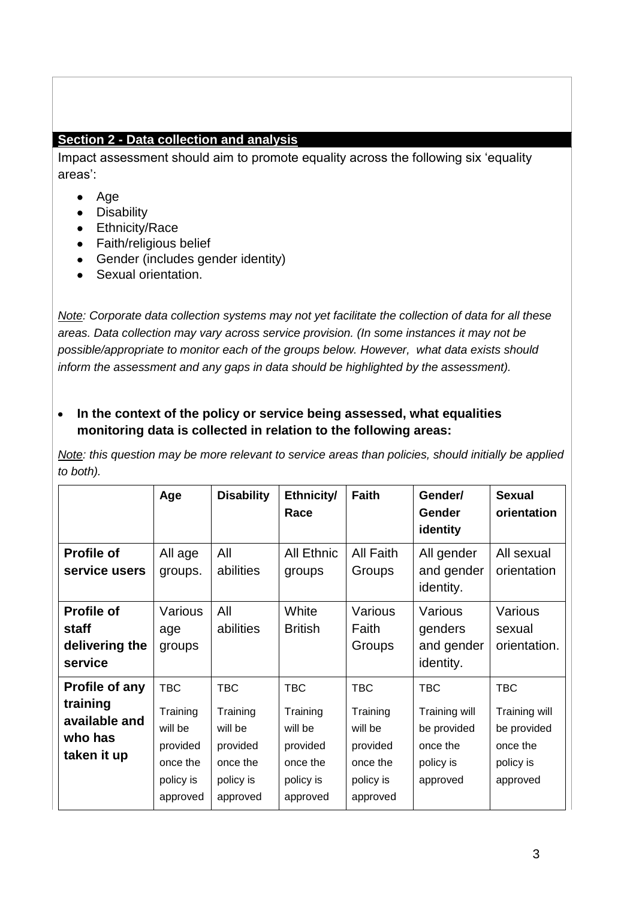## Section 2 - Data collection and analysis

Impact assessment should aim to promote equality across the following six 'equality areas':

- Age
- Disability
- Ethnicity/Race
- Faith/religious belief
- Gender (includes gender identity)
- Sexual orientation.

*Note: Corporate data collection systems may not yet facilitate the collection of data for all these areas. Data collection may vary across service provision. (In some instances it may not be possible/appropriate to monitor each of the groups below. However, what data exists should inform the assessment and any gaps in data should be highlighted by the assessment).*

- **In the context of the policy or service being assessed, what equalities monitoring data is collected in relation to the following areas:**

*Note: this question may be more relevant to service areas than policies, should initially be applied to both).*

| | Age | Disability | Ethnicity/ Race | Faith | Gender/ Gender identity | Sexual orientation |
|---|---|---|---|---|---|---|
| **Profile of service users** | All age groups. | All abilities | All Ethnic groups | All Faith Groups | All gender and gender identity. | All sexual orientation |
| **Profile of staff delivering the service** | Various age groups | All abilities | White British | Various Faith Groups | Various genders and gender identity. | Various sexual orientation. |
| **Profile of any training available and who has taken it up** | TBC Training will be provided once the policy is approved | TBC Training will be provided once the policy is approved | TBC Training will be provided once the policy is approved | TBC Training will be provided once the policy is approved | TBC Training will be provided once the policy is approved | TBC Training will be provided once the policy is approved |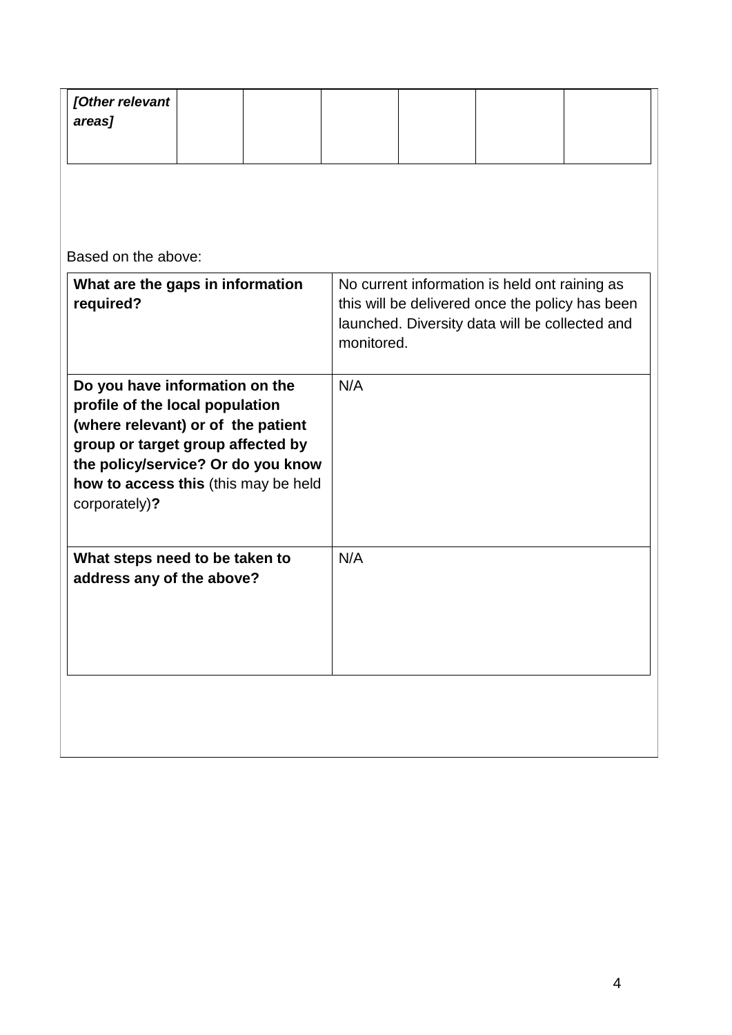| *[Other relevant areas]* | | | | | | |
|---|---|---|---|---|---|---|

Based on the above:

| **What are the gaps in information required?** | No current information is held ont raining as this will be delivered once the policy has been launched. Diversity data will be collected and monitored. |
|---|---|
| **Do you have information on the profile of the local population (where relevant) or of the patient group or target group affected by the policy/service? Or do you know how to access this** (this may be held corporately)**?** | N/A |
| **What steps need to be taken to address any of the above?** | N/A |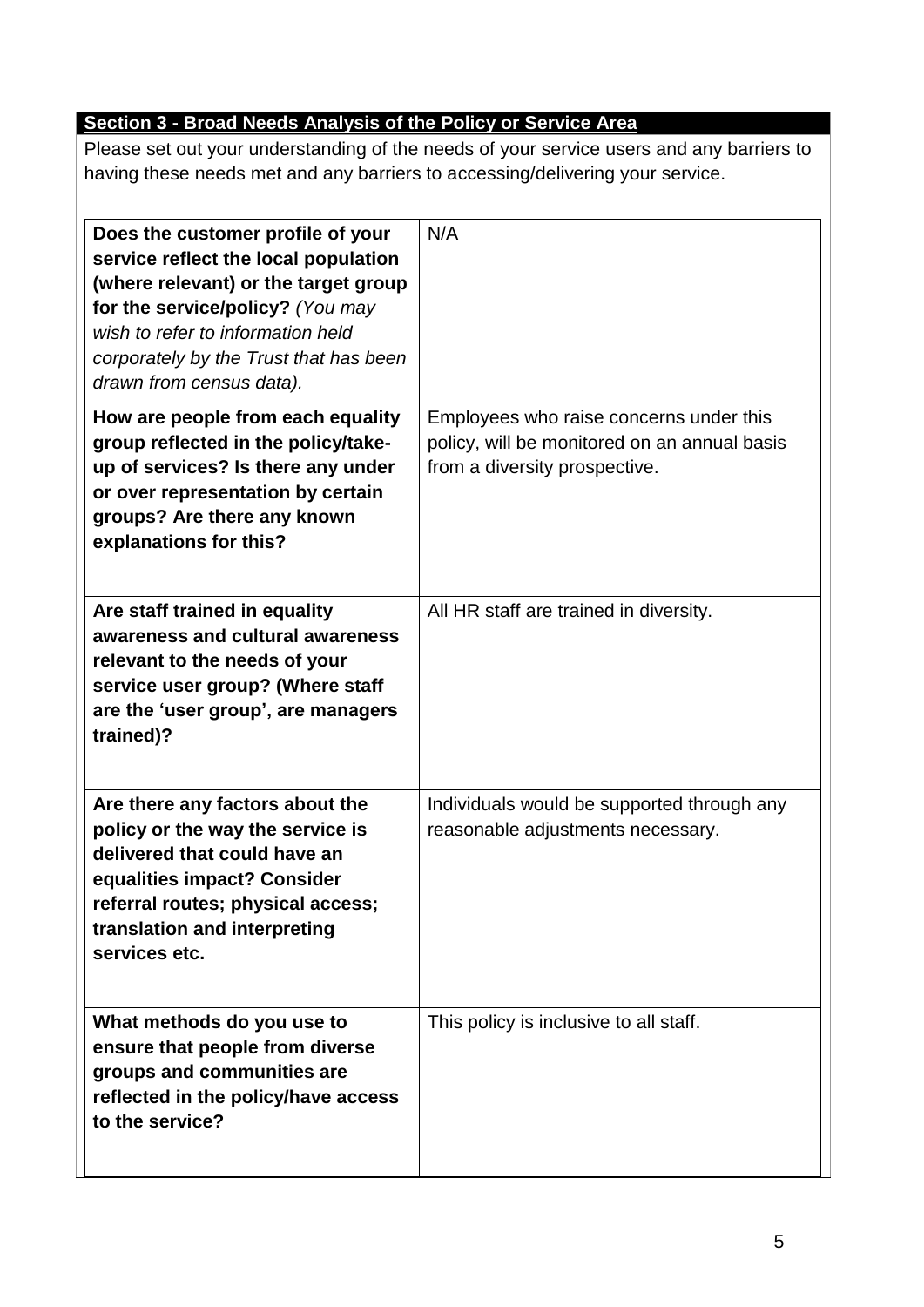## Section 3 - Broad Needs Analysis of the Policy or Service Area

Please set out your understanding of the needs of your service users and any barriers to having these needs met and any barriers to accessing/delivering your service.

| | |
|---|---|
| **Does the customer profile of your service reflect the local population (where relevant) or the target group for the service/policy?** *(You may wish to refer to information held corporately by the Trust that has been drawn from census data).* | N/A |
| **How are people from each equality group reflected in the policy/take-up of services? Is there any under or over representation by certain groups? Are there any known explanations for this?** | Employees who raise concerns under this policy, will be monitored on an annual basis from a diversity prospective. |
| **Are staff trained in equality awareness and cultural awareness relevant to the needs of your service user group? (Where staff are the 'user group', are managers trained)?** | All HR staff are trained in diversity. |
| **Are there any factors about the policy or the way the service is delivered that could have an equalities impact? Consider referral routes; physical access; translation and interpreting services etc.** | Individuals would be supported through any reasonable adjustments necessary. |
| **What methods do you use to ensure that people from diverse groups and communities are reflected in the policy/have access to the service?** | This policy is inclusive to all staff. |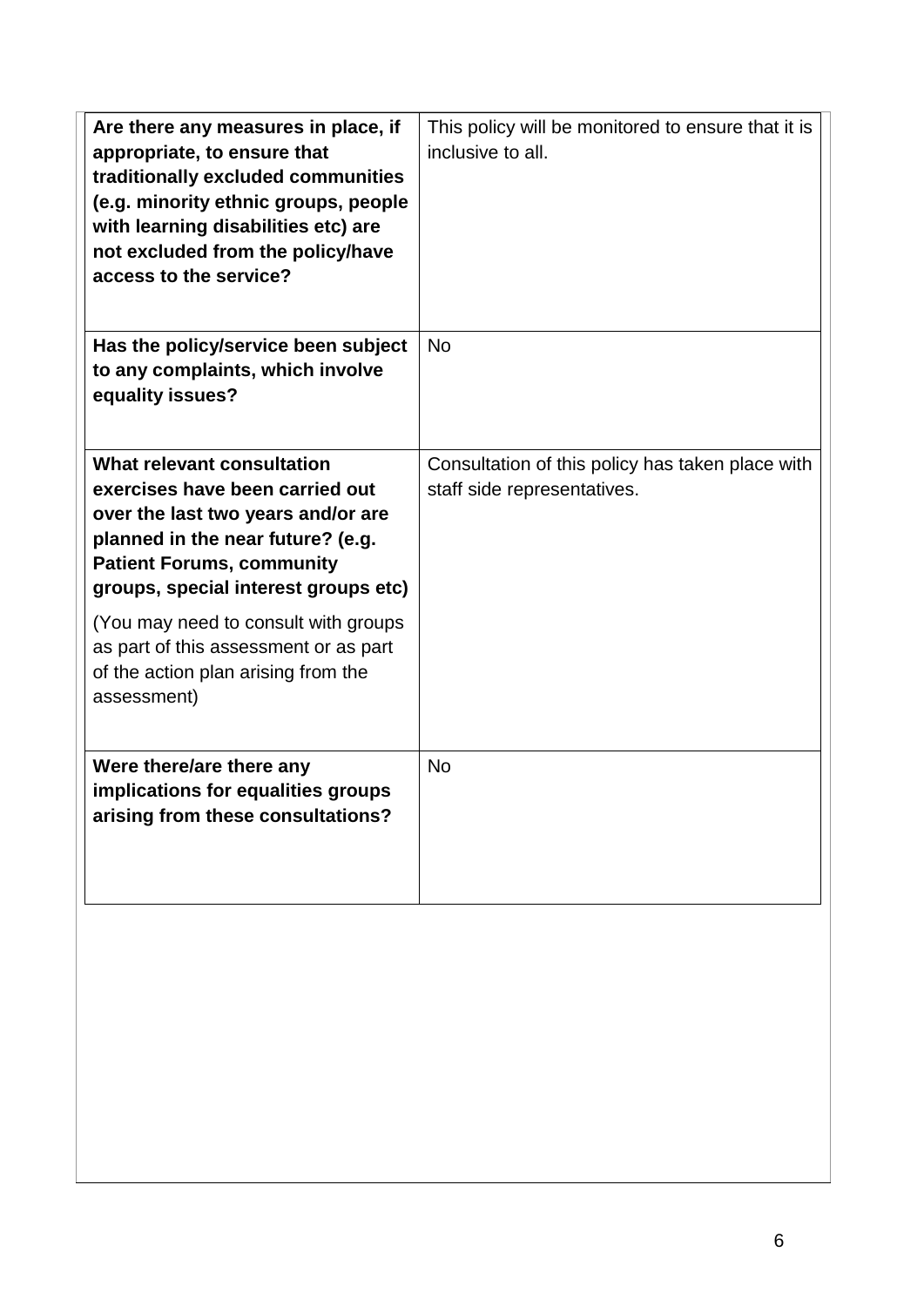| | |
|---|---|
| **Are there any measures in place, if appropriate, to ensure that traditionally excluded communities (e.g. minority ethnic groups, people with learning disabilities etc) are not excluded from the policy/have access to the service?** | This policy will be monitored to ensure that it is inclusive to all. |
| **Has the policy/service been subject to any complaints, which involve equality issues?** | No |
| **What relevant consultation exercises have been carried out over the last two years and/or are planned in the near future? (e.g. Patient Forums, community groups, special interest groups etc)** <br><br> (You may need to consult with groups as part of this assessment or as part of the action plan arising from the assessment) | Consultation of this policy has taken place with staff side representatives. |
| **Were there/are there any implications for equalities groups arising from these consultations?** | No |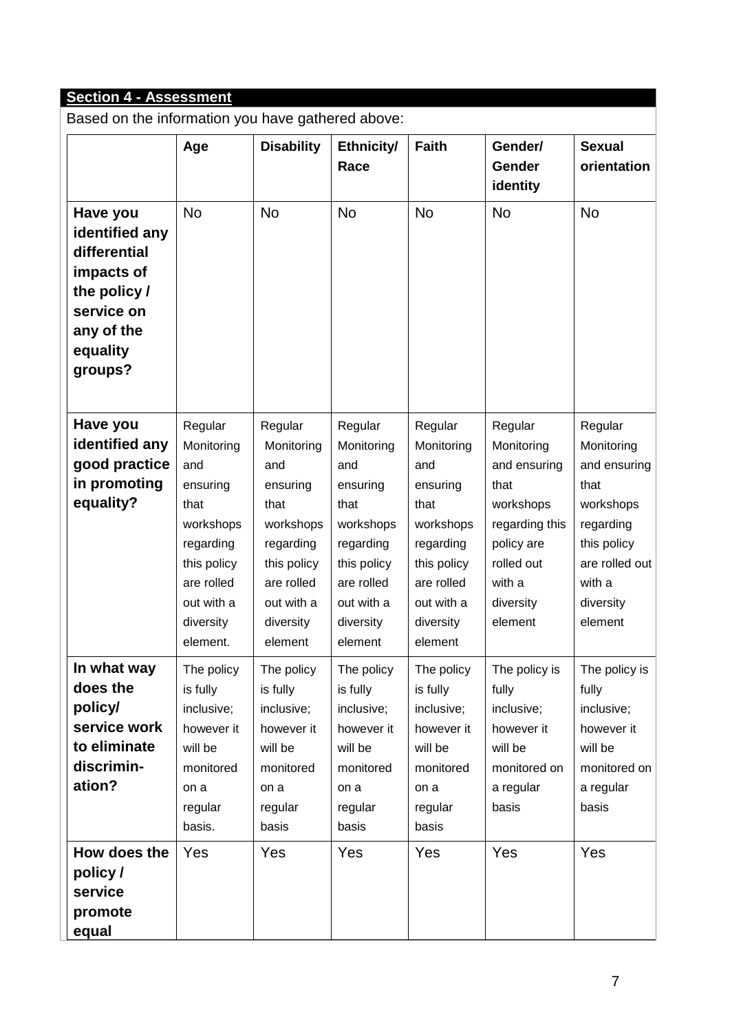## Section 4 - Assessment

Based on the information you have gathered above:

| | Age | Disability | Ethnicity/ Race | Faith | Gender/ Gender identity | Sexual orientation |
|---|---|---|---|---|---|---|
| **Have you identified any differential impacts of the policy / service on any of the equality groups?** | No | No | No | No | No | No |
| **Have you identified any good practice in promoting equality?** | Regular Monitoring and ensuring that workshops regarding this policy are rolled out with a diversity element. | Regular Monitoring and ensuring that workshops regarding this policy are rolled out with a diversity element | Regular Monitoring and ensuring that workshops regarding this policy are rolled out with a diversity element | Regular Monitoring and ensuring that workshops regarding this policy are rolled out with a diversity element | Regular Monitoring and ensuring that workshops regarding this policy are rolled out with a diversity element | Regular Monitoring and ensuring that workshops regarding this policy are rolled out with a diversity element |
| **In what way does the policy/ service work to eliminate discrimin-ation?** | The policy is fully inclusive; however it will be monitored on a regular basis. | The policy is fully inclusive; however it will be monitored on a regular basis | The policy is fully inclusive; however it will be monitored on a regular basis | The policy is fully inclusive; however it will be monitored on a regular basis | The policy is fully inclusive; however it will be monitored on a regular basis | The policy is fully inclusive; however it will be monitored on a regular basis |
| **How does the policy / service promote equal** | Yes | Yes | Yes | Yes | Yes | Yes |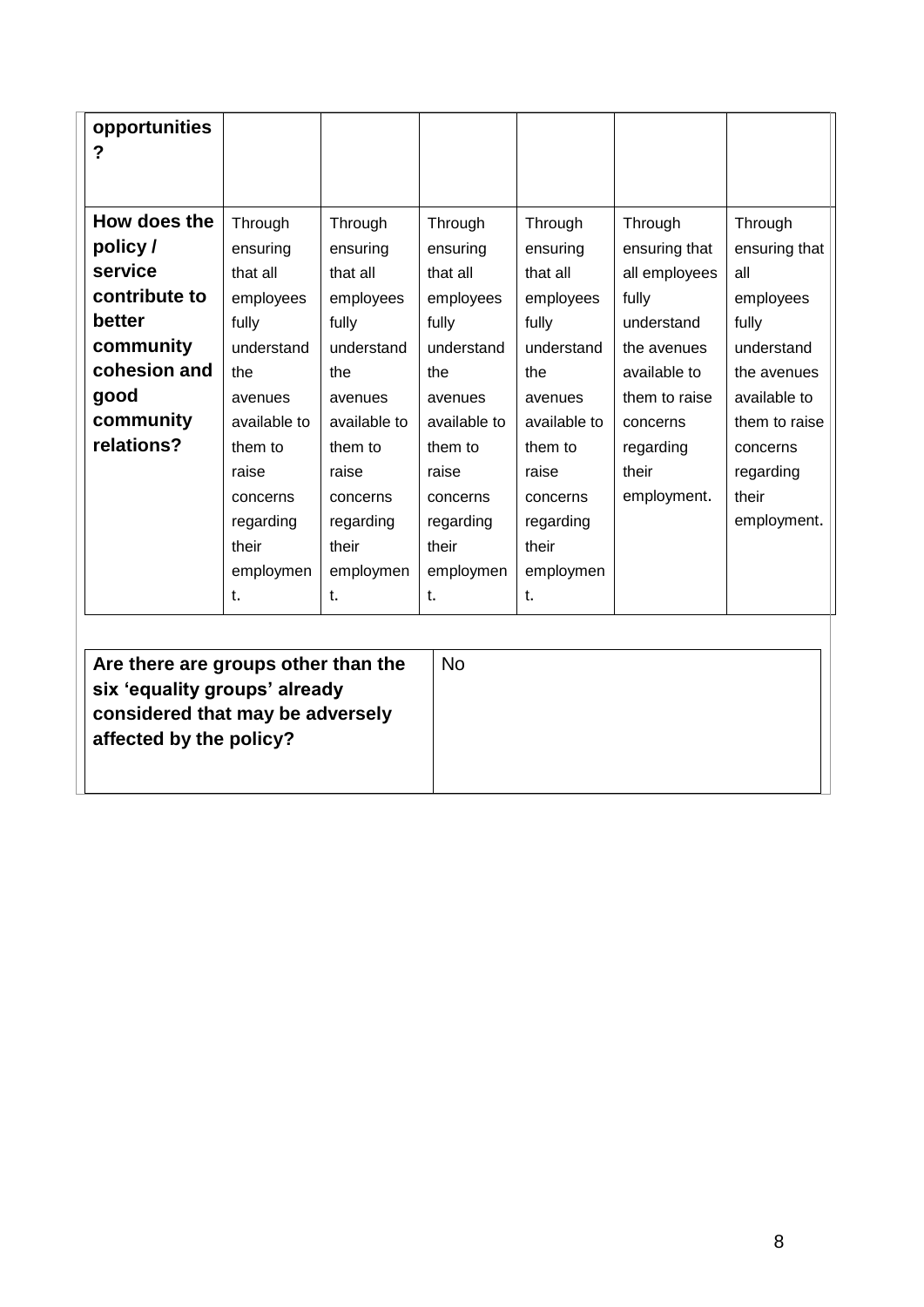| **opportunities?** | | | | | | |
|---|---|---|---|---|---|---|
| **How does the policy / service contribute to better community cohesion and good community relations?** | Through ensuring that all employees fully understand the avenues available to them to raise concerns regarding their employment. | Through ensuring that all employees fully understand the avenues available to them to raise concerns regarding their employment. | Through ensuring that all employees fully understand the avenues available to them to raise concerns regarding their employment. | Through ensuring that all employees fully understand the avenues available to them to raise concerns regarding their employment. | Through ensuring that all employees fully understand the avenues available to them to raise concerns regarding their employment. | Through ensuring that all employees fully understand the avenues available to them to raise concerns regarding their employment. |

| **Are there are groups other than the six 'equality groups' already considered that may be adversely affected by the policy?** | No |
|---|---|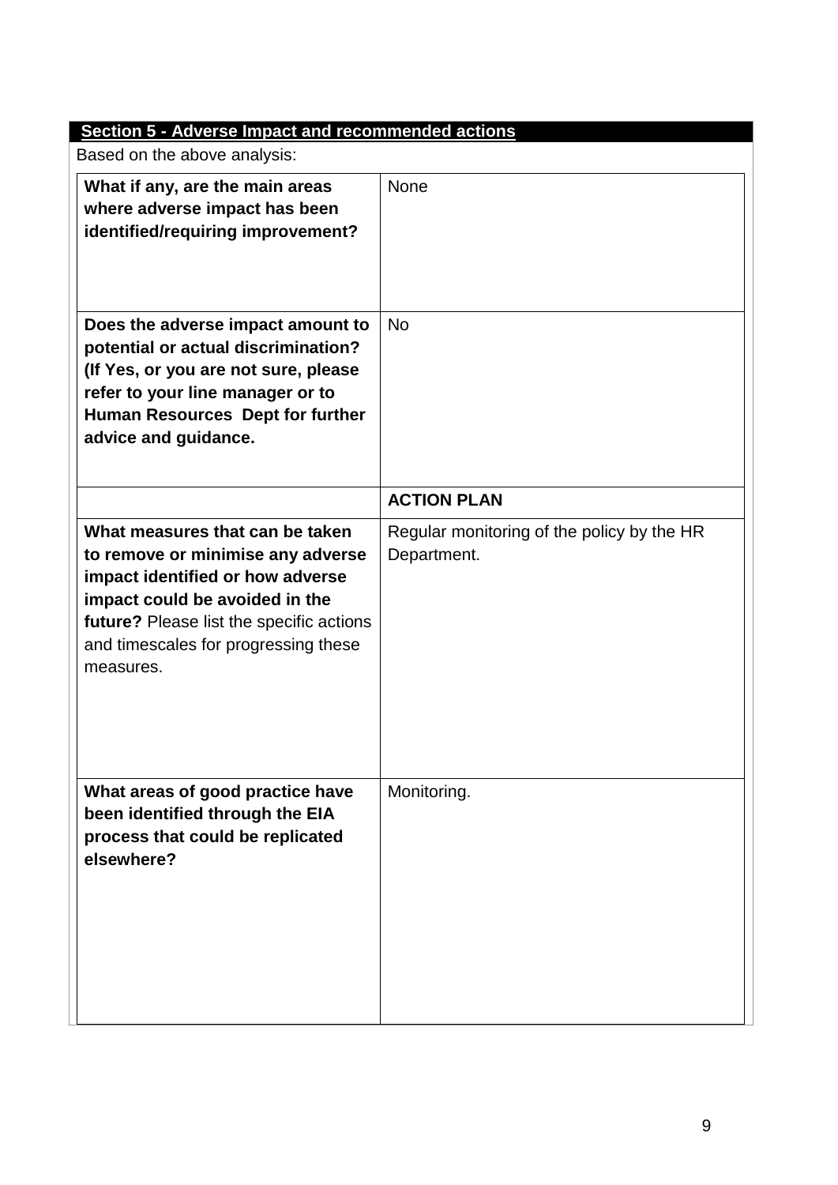## Section 5 - Adverse Impact and recommended actions

Based on the above analysis:

| | |
|---|---|
| **What if any, are the main areas where adverse impact has been identified/requiring improvement?** | None |
| **Does the adverse impact amount to potential or actual discrimination? (If Yes, or you are not sure, please refer to your line manager or to Human Resources Dept for further advice and guidance.** | No |
| | **ACTION PLAN** |
| **What measures that can be taken to remove or minimise any adverse impact identified or how adverse impact could be avoided in the future?** Please list the specific actions and timescales for progressing these measures. | Regular monitoring of the policy by the HR Department. |
| **What areas of good practice have been identified through the EIA process that could be replicated elsewhere?** | Monitoring. |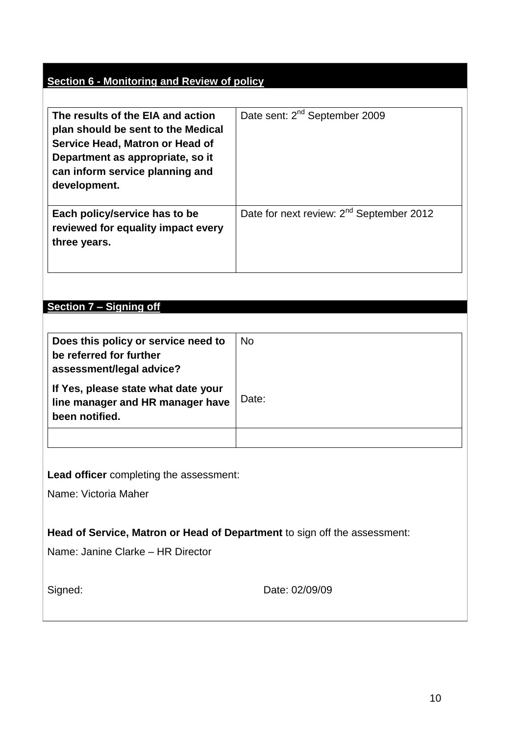## Section 6 - Monitoring and Review of policy

| | |
|---|---|
| **The results of the EIA and action plan should be sent to the Medical Service Head, Matron or Head of Department as appropriate, so it can inform service planning and development.** | Date sent: 2nd September 2009 |
| **Each policy/service has to be reviewed for equality impact every three years.** | Date for next review: 2nd September 2012 |

## Section 7 – Signing off

| | |
|---|---|
| **Does this policy or service need to be referred for further assessment/legal advice?**<br>**If Yes, please state what date your line manager and HR manager have been notified.** | No<br>Date: |
| | |

**Lead officer** completing the assessment:

Name: Victoria Maher

**Head of Service, Matron or Head of Department** to sign off the assessment:

Name: Janine Clarke – HR Director

Signed: Date: 02/09/09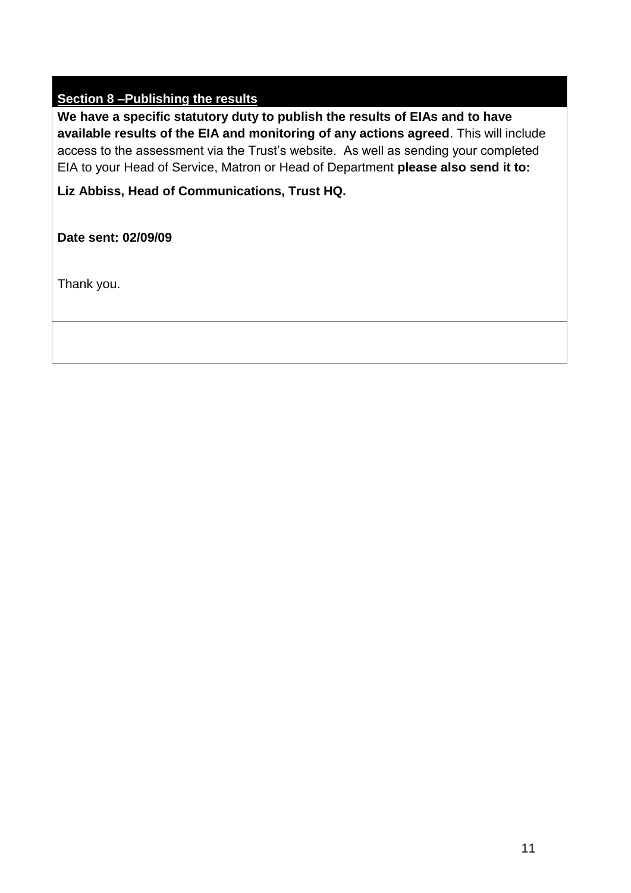## Section 8 –Publishing the results

**We have a specific statutory duty to publish the results of EIAs and to have available results of the EIA and monitoring of any actions agreed**. This will include access to the assessment via the Trust's website. As well as sending your completed EIA to your Head of Service, Matron or Head of Department **please also send it to:**

**Liz Abbiss, Head of Communications, Trust HQ.**

**Date sent: 02/09/09**

Thank you.